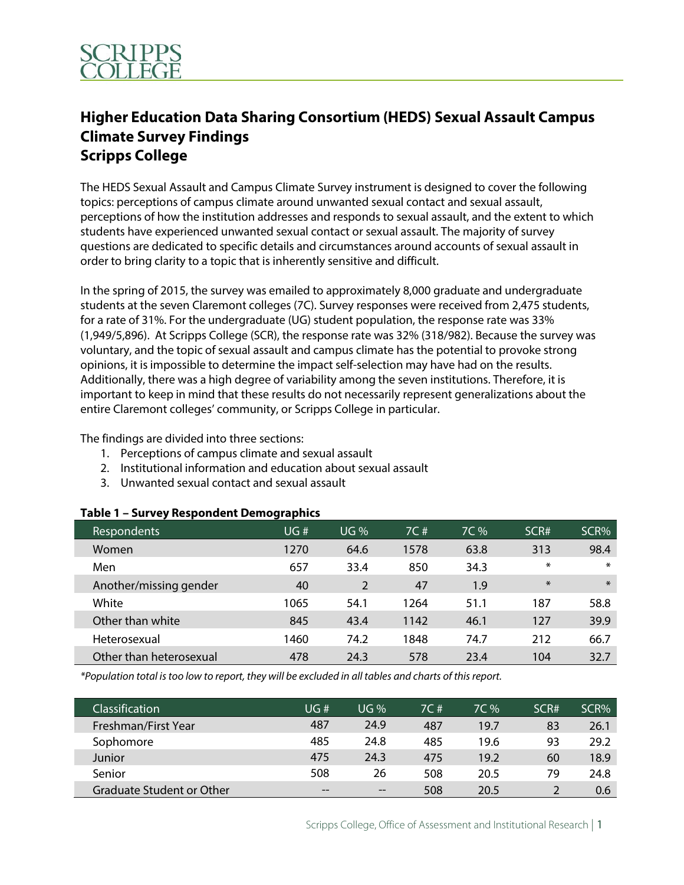# Higher Education Data Sharing Consortium (HEDS) Sexual Assault Campus Climate Survey Findings
# Scripps College

The HEDS Sexual Assault and Campus Climate Survey instrument is designed to cover the following topics: perceptions of campus climate around unwanted sexual contact and sexual assault, perceptions of how the institution addresses and responds to sexual assault, and the extent to which students have experienced unwanted sexual contact or sexual assault. The majority of survey questions are dedicated to specific details and circumstances around accounts of sexual assault in order to bring clarity to a topic that is inherently sensitive and difficult.

In the spring of 2015, the survey was emailed to approximately 8,000 graduate and undergraduate students at the seven Claremont colleges (7C). Survey responses were received from 2,475 students, for a rate of 31%. For the undergraduate (UG) student population, the response rate was 33% (1,949/5,896). At Scripps College (SCR), the response rate was 32% (318/982). Because the survey was voluntary, and the topic of sexual assault and campus climate has the potential to provoke strong opinions, it is impossible to determine the impact self-selection may have had on the results. Additionally, there was a high degree of variability among the seven institutions. Therefore, it is important to keep in mind that these results do not necessarily represent generalizations about the entire Claremont colleges' community, or Scripps College in particular.

The findings are divided into three sections:

1. Perceptions of campus climate and sexual assault
2. Institutional information and education about sexual assault
3. Unwanted sexual contact and sexual assault

**Table 1 – Survey Respondent Demographics**

| Respondents | UG # | UG % | 7C # | 7C % | SCR# | SCR% |
|---|---|---|---|---|---|---|
| Women | 1270 | 64.6 | 1578 | 63.8 | 313 | 98.4 |
| Men | 657 | 33.4 | 850 | 34.3 | * | * |
| Another/missing gender | 40 | 2 | 47 | 1.9 | * | * |
| White | 1065 | 54.1 | 1264 | 51.1 | 187 | 58.8 |
| Other than white | 845 | 43.4 | 1142 | 46.1 | 127 | 39.9 |
| Heterosexual | 1460 | 74.2 | 1848 | 74.7 | 212 | 66.7 |
| Other than heterosexual | 478 | 24.3 | 578 | 23.4 | 104 | 32.7 |

*\*Population total is too low to report, they will be excluded in all tables and charts of this report.*

| Classification | UG # | UG % | 7C # | 7C % | SCR# | SCR% |
|---|---|---|---|---|---|---|
| Freshman/First Year | 487 | 24.9 | 487 | 19.7 | 83 | 26.1 |
| Sophomore | 485 | 24.8 | 485 | 19.6 | 93 | 29.2 |
| Junior | 475 | 24.3 | 475 | 19.2 | 60 | 18.9 |
| Senior | 508 | 26 | 508 | 20.5 | 79 | 24.8 |
| Graduate Student or Other | -- | -- | 508 | 20.5 | 2 | 0.6 |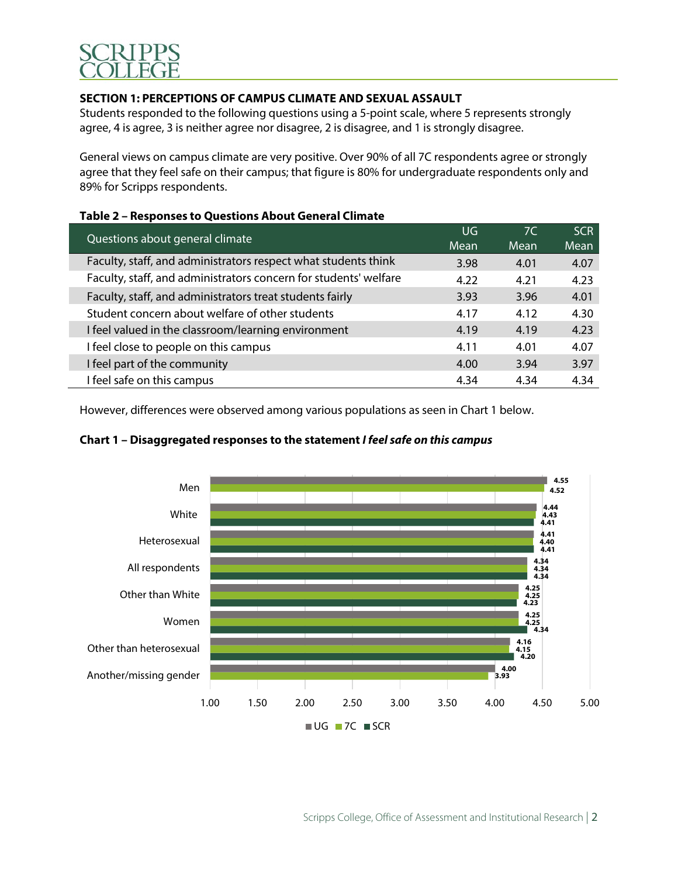## SECTION 1: PERCEPTIONS OF CAMPUS CLIMATE AND SEXUAL ASSAULT

Students responded to the following questions using a 5-point scale, where 5 represents strongly agree, 4 is agree, 3 is neither agree nor disagree, 2 is disagree, and 1 is strongly disagree.

General views on campus climate are very positive. Over 90% of all 7C respondents agree or strongly agree that they feel safe on their campus; that figure is 80% for undergraduate respondents only and 89% for Scripps respondents.

**Table 2 – Responses to Questions About General Climate**

| Questions about general climate | UG Mean | 7C Mean | SCR Mean |
|---|---|---|---|
| Faculty, staff, and administrators respect what students think | 3.98 | 4.01 | 4.07 |
| Faculty, staff, and administrators concern for students' welfare | 4.22 | 4.21 | 4.23 |
| Faculty, staff, and administrators treat students fairly | 3.93 | 3.96 | 4.01 |
| Student concern about welfare of other students | 4.17 | 4.12 | 4.30 |
| I feel valued in the classroom/learning environment | 4.19 | 4.19 | 4.23 |
| I feel close to people on this campus | 4.11 | 4.01 | 4.07 |
| I feel part of the community | 4.00 | 3.94 | 3.97 |
| I feel safe on this campus | 4.34 | 4.34 | 4.34 |

However, differences were observed among various populations as seen in Chart 1 below.

**Chart 1 – Disaggregated responses to the statement *I feel safe on this campus***

| | UG | 7C | SCR |
|---|---|---|---|
| Men | 4.55 | 4.52 | |
| White | 4.44 | 4.43 | 4.41 |
| Heterosexual | 4.41 | 4.40 | 4.41 |
| All respondents | 4.34 | 4.34 | 4.34 |
| Other than White | 4.25 | 4.25 | 4.23 |
| Women | 4.25 | 4.25 | 4.34 |
| Other than heterosexual | 4.16 | 4.15 | 4.20 |
| Another/missing gender | 4.00 | 3.93 | |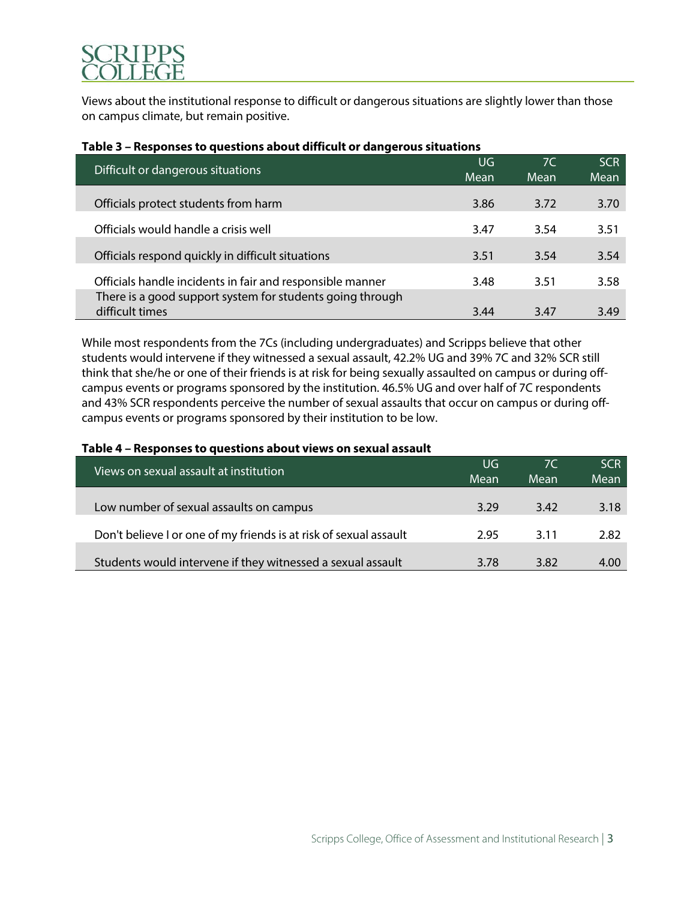Views about the institutional response to difficult or dangerous situations are slightly lower than those on campus climate, but remain positive.

**Table 3 – Responses to questions about difficult or dangerous situations**

| Difficult or dangerous situations | UG Mean | 7C Mean | SCR Mean |
|---|---|---|---|
| Officials protect students from harm | 3.86 | 3.72 | 3.70 |
| Officials would handle a crisis well | 3.47 | 3.54 | 3.51 |
| Officials respond quickly in difficult situations | 3.51 | 3.54 | 3.54 |
| Officials handle incidents in fair and responsible manner | 3.48 | 3.51 | 3.58 |
| There is a good support system for students going through difficult times | 3.44 | 3.47 | 3.49 |

While most respondents from the 7Cs (including undergraduates) and Scripps believe that other students would intervene if they witnessed a sexual assault, 42.2% UG and 39% 7C and 32% SCR still think that she/he or one of their friends is at risk for being sexually assaulted on campus or during off-campus events or programs sponsored by the institution. 46.5% UG and over half of 7C respondents and 43% SCR respondents perceive the number of sexual assaults that occur on campus or during off-campus events or programs sponsored by their institution to be low.

**Table 4 – Responses to questions about views on sexual assault**

| Views on sexual assault at institution | UG Mean | 7C Mean | SCR Mean |
|---|---|---|---|
| Low number of sexual assaults on campus | 3.29 | 3.42 | 3.18 |
| Don't believe I or one of my friends is at risk of sexual assault | 2.95 | 3.11 | 2.82 |
| Students would intervene if they witnessed a sexual assault | 3.78 | 3.82 | 4.00 |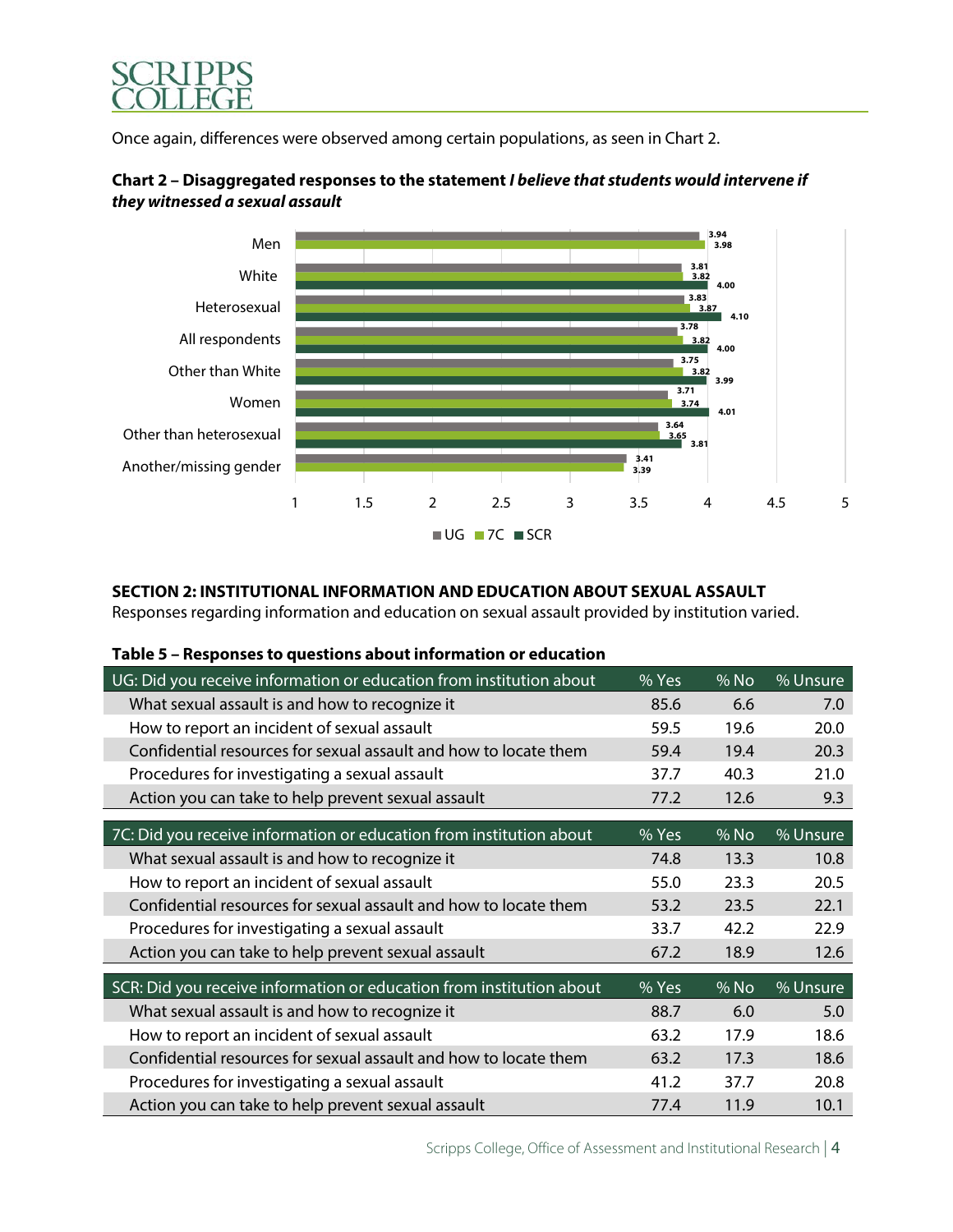Once again, differences were observed among certain populations, as seen in Chart 2.

**Chart 2 – Disaggregated responses to the statement *I believe that students would intervene if they witnessed a sexual assault***

| | UG | 7C | SCR |
|---|---|---|---|
| Men | 3.94 | 3.98 | |
| White | 3.81 | 3.82 | 4.00 |
| Heterosexual | 3.83 | 3.87 | 4.10 |
| All respondents | 3.78 | 3.82 | 4.00 |
| Other than White | 3.75 | 3.82 | 3.99 |
| Women | 3.71 | 3.74 | 4.01 |
| Other than heterosexual | 3.64 | 3.65 | 3.81 |
| Another/missing gender | 3.41 | 3.39 | |

## SECTION 2: INSTITUTIONAL INFORMATION AND EDUCATION ABOUT SEXUAL ASSAULT

Responses regarding information and education on sexual assault provided by institution varied.

**Table 5 – Responses to questions about information or education**

| UG: Did you receive information or education from institution about | % Yes | % No | % Unsure |
|---|---|---|---|
| What sexual assault is and how to recognize it | 85.6 | 6.6 | 7.0 |
| How to report an incident of sexual assault | 59.5 | 19.6 | 20.0 |
| Confidential resources for sexual assault and how to locate them | 59.4 | 19.4 | 20.3 |
| Procedures for investigating a sexual assault | 37.7 | 40.3 | 21.0 |
| Action you can take to help prevent sexual assault | 77.2 | 12.6 | 9.3 |
| **7C: Did you receive information or education from institution about** | **% Yes** | **% No** | **% Unsure** |
| What sexual assault is and how to recognize it | 74.8 | 13.3 | 10.8 |
| How to report an incident of sexual assault | 55.0 | 23.3 | 20.5 |
| Confidential resources for sexual assault and how to locate them | 53.2 | 23.5 | 22.1 |
| Procedures for investigating a sexual assault | 33.7 | 42.2 | 22.9 |
| Action you can take to help prevent sexual assault | 67.2 | 18.9 | 12.6 |
| **SCR: Did you receive information or education from institution about** | **% Yes** | **% No** | **% Unsure** |
| What sexual assault is and how to recognize it | 88.7 | 6.0 | 5.0 |
| How to report an incident of sexual assault | 63.2 | 17.9 | 18.6 |
| Confidential resources for sexual assault and how to locate them | 63.2 | 17.3 | 18.6 |
| Procedures for investigating a sexual assault | 41.2 | 37.7 | 20.8 |
| Action you can take to help prevent sexual assault | 77.4 | 11.9 | 10.1 |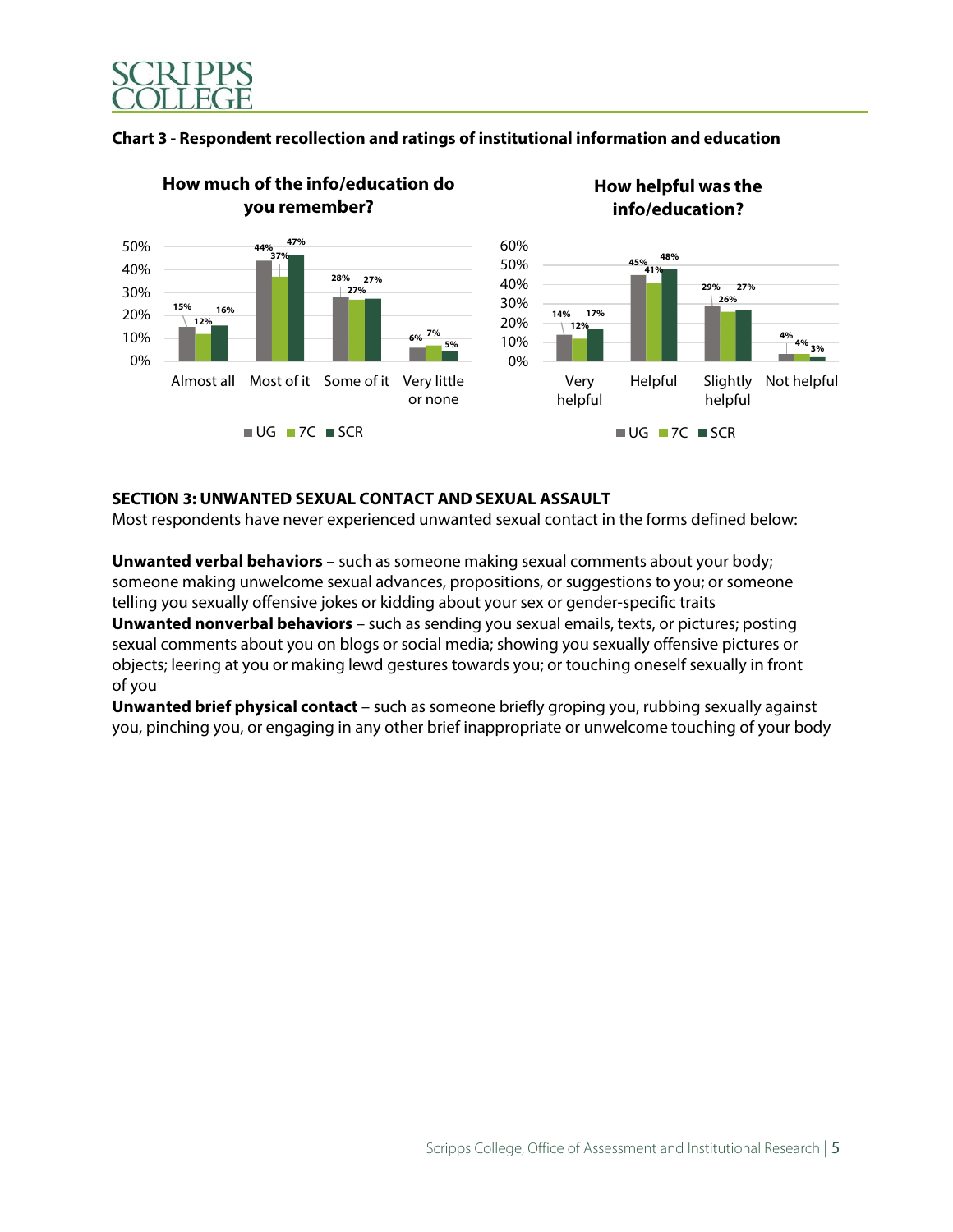**Chart 3 - Respondent recollection and ratings of institutional information and education**

**How much of the info/education do you remember?**

| | UG | 7C | SCR |
|---|---|---|---|
| Almost all | 15% | 12% | 16% |
| Most of it | 44% | 37% | 47% |
| Some of it | 28% | 27% | 27% |
| Very little or none | 6% | 7% | 5% |

**How helpful was the info/education?**

| | UG | 7C | SCR |
|---|---|---|---|
| Very helpful | 14% | 12% | 17% |
| Helpful | 45% | 41% | 48% |
| Slightly helpful | 29% | 26% | 27% |
| Not helpful | 4% | 4% | 3% |

## SECTION 3: UNWANTED SEXUAL CONTACT AND SEXUAL ASSAULT

Most respondents have never experienced unwanted sexual contact in the forms defined below:

**Unwanted verbal behaviors** – such as someone making sexual comments about your body; someone making unwelcome sexual advances, propositions, or suggestions to you; or someone telling you sexually offensive jokes or kidding about your sex or gender-specific traits

**Unwanted nonverbal behaviors** – such as sending you sexual emails, texts, or pictures; posting sexual comments about you on blogs or social media; showing you sexually offensive pictures or objects; leering at you or making lewd gestures towards you; or touching oneself sexually in front of you

**Unwanted brief physical contact** – such as someone briefly groping you, rubbing sexually against you, pinching you, or engaging in any other brief inappropriate or unwelcome touching of your body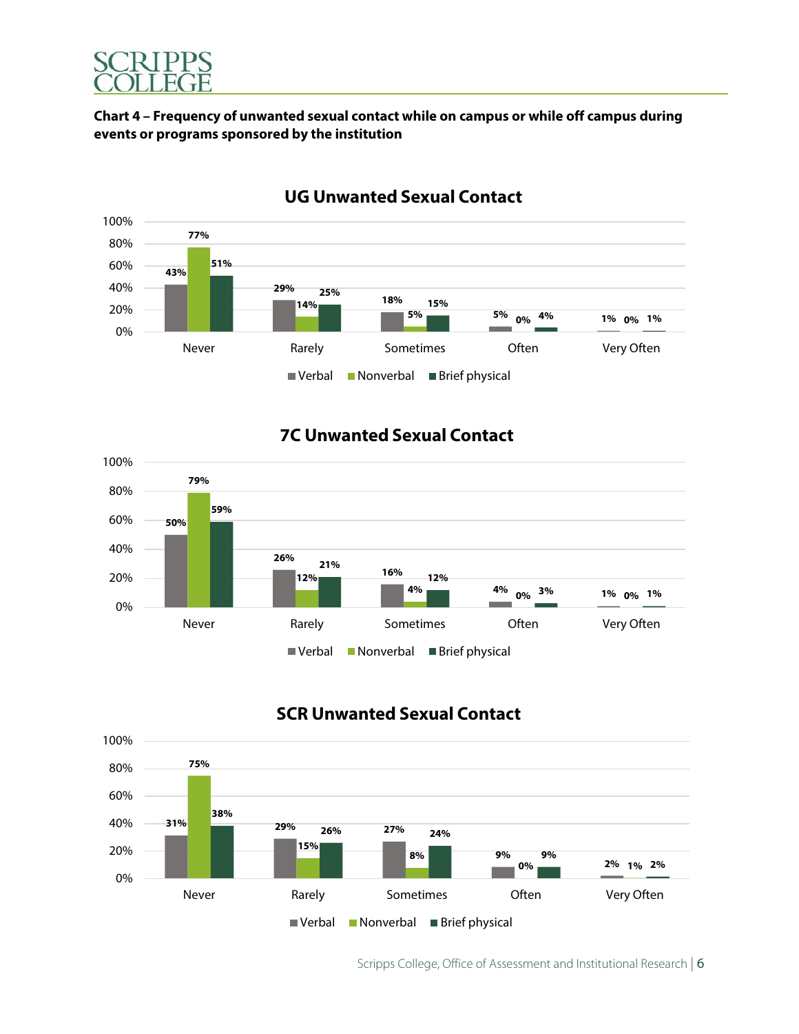**Chart 4 – Frequency of unwanted sexual contact while on campus or while off campus during events or programs sponsored by the institution**

**UG Unwanted Sexual Contact**

| | Verbal | Nonverbal | Brief physical |
|---|---|---|---|
| Never | 43% | 77% | 51% |
| Rarely | 29% | 14% | 25% |
| Sometimes | 18% | 5% | 15% |
| Often | 5% | 0% | 4% |
| Very Often | 1% | 0% | 1% |

**7C Unwanted Sexual Contact**

| | Verbal | Nonverbal | Brief physical |
|---|---|---|---|
| Never | 50% | 79% | 59% |
| Rarely | 26% | 12% | 21% |
| Sometimes | 16% | 4% | 12% |
| Often | 4% | 0% | 3% |
| Very Often | 1% | 0% | 1% |

**SCR Unwanted Sexual Contact**

| | Verbal | Nonverbal | Brief physical |
|---|---|---|---|
| Never | 31% | 75% | 38% |
| Rarely | 29% | 15% | 26% |
| Sometimes | 27% | 8% | 24% |
| Often | 9% | 0% | 9% |
| Very Often | 2% | 1% | 2% |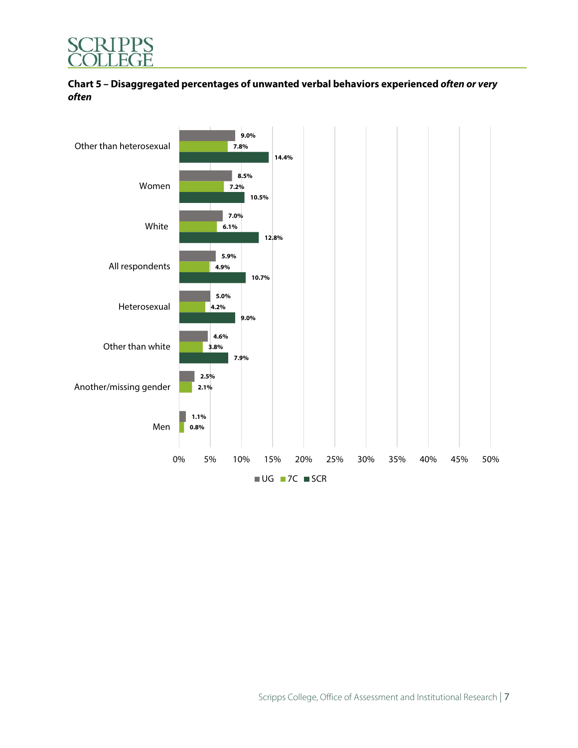**Chart 5 – Disaggregated percentages of unwanted verbal behaviors experienced *often or very often***

| | UG | 7C | SCR |
|---|---|---|---|
| Other than heterosexual | 9.0% | 7.8% | 14.4% |
| Women | 8.5% | 7.2% | 10.5% |
| White | 7.0% | 6.1% | 12.8% |
| All respondents | 5.9% | 4.9% | 10.7% |
| Heterosexual | 5.0% | 4.2% | 9.0% |
| Other than white | 4.6% | 3.8% | 7.9% |
| Another/missing gender | 2.5% | 2.1% | |
| Men | 1.1% | 0.8% | |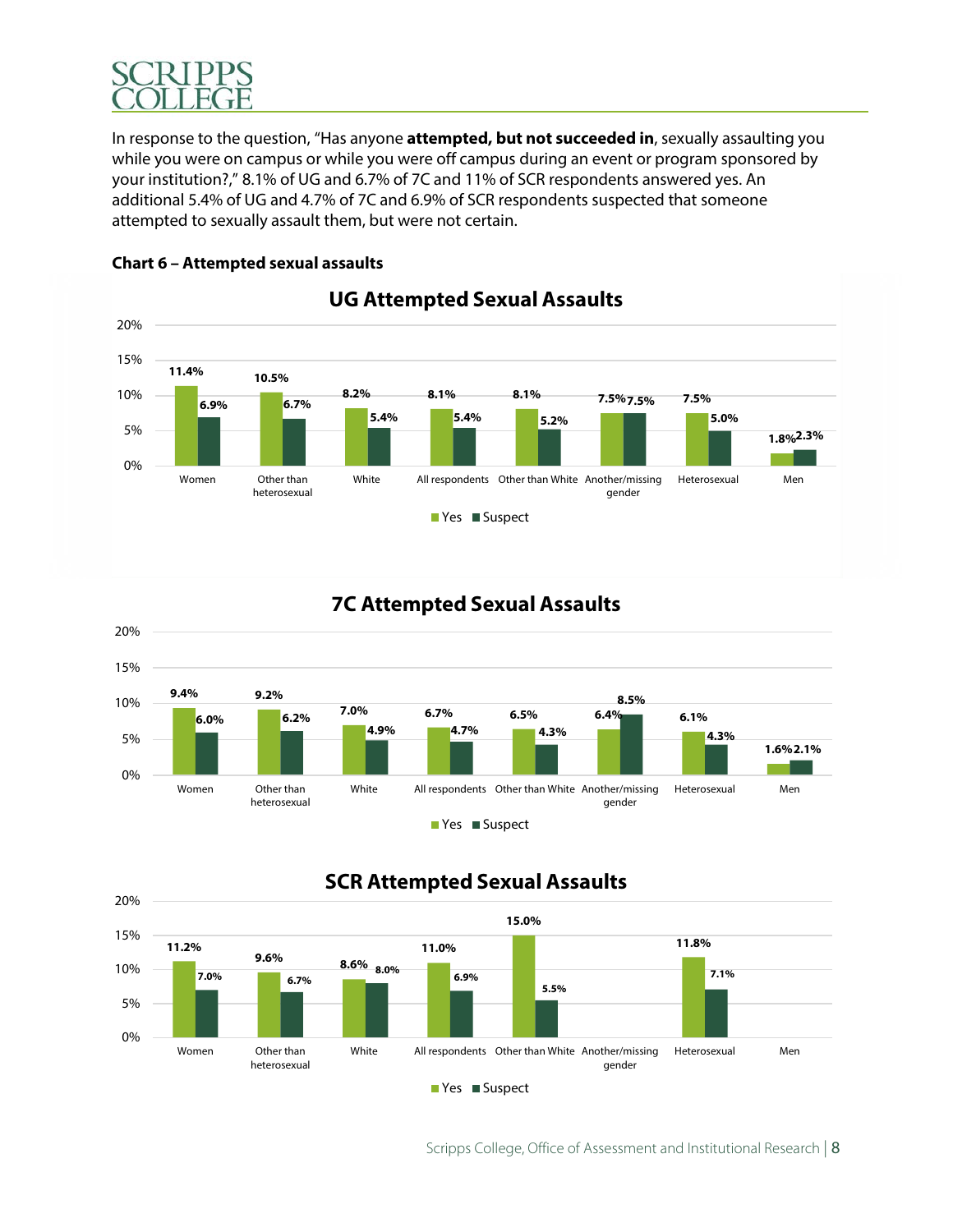In response to the question, "Has anyone **attempted, but not succeeded in**, sexually assaulting you while you were on campus or while you were off campus during an event or program sponsored by your institution?," 8.1% of UG and 6.7% of 7C and 11% of SCR respondents answered yes. An additional 5.4% of UG and 4.7% of 7C and 6.9% of SCR respondents suspected that someone attempted to sexually assault them, but were not certain.

**Chart 6 – Attempted sexual assaults**

**UG Attempted Sexual Assaults**

| | Yes | Suspect |
|---|---|---|
| Women | 11.4% | 6.9% |
| Other than heterosexual | 10.5% | 6.7% |
| White | 8.2% | 5.4% |
| All respondents | 8.1% | 5.4% |
| Other than White | 8.1% | 5.2% |
| Another/missing gender | 7.5% | 7.5% |
| Heterosexual | 7.5% | 5.0% |
| Men | 1.8% | 2.3% |

**7C Attempted Sexual Assaults**

| | Yes | Suspect |
|---|---|---|
| Women | 9.4% | 6.0% |
| Other than heterosexual | 9.2% | 6.2% |
| White | 7.0% | 4.9% |
| All respondents | 6.7% | 4.7% |
| Other than White | 6.5% | 4.3% |
| Another/missing gender | 6.4% | 8.5% |
| Heterosexual | 6.1% | 4.3% |
| Men | 1.6% | 2.1% |

**SCR Attempted Sexual Assaults**

| | Yes | Suspect |
|---|---|---|
| Women | 11.2% | 7.0% |
| Other than heterosexual | 9.6% | 6.7% |
| White | 8.6% | 8.0% |
| All respondents | 11.0% | 6.9% |
| Other than White | 15.0% | 5.5% |
| Another/missing gender | | |
| Heterosexual | 11.8% | 7.1% |
| Men | | |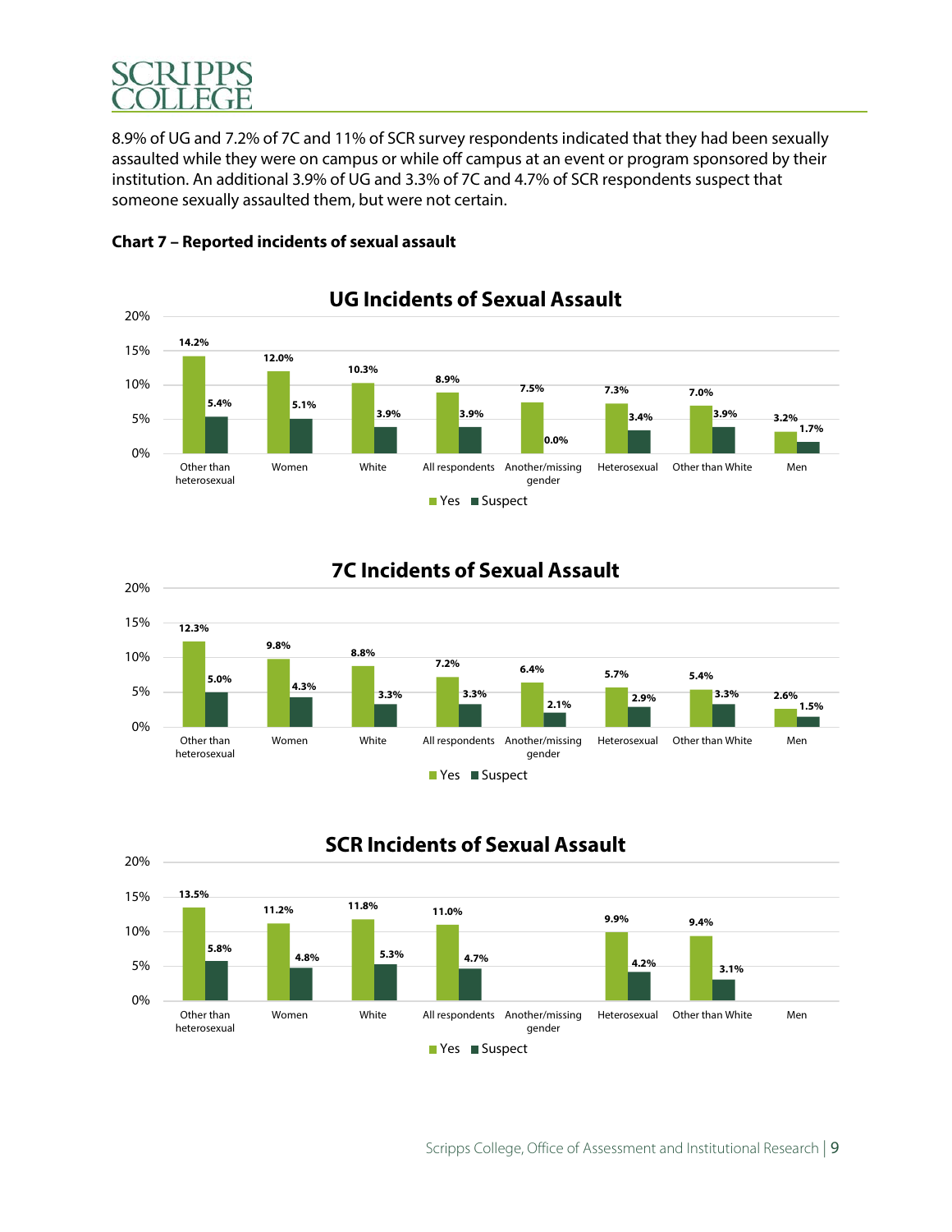8.9% of UG and 7.2% of 7C and 11% of SCR survey respondents indicated that they had been sexually assaulted while they were on campus or while off campus at an event or program sponsored by their institution. An additional 3.9% of UG and 3.3% of 7C and 4.7% of SCR respondents suspect that someone sexually assaulted them, but were not certain.

**Chart 7 – Reported incidents of sexual assault**

**UG Incidents of Sexual Assault**

| | Yes | Suspect |
|---|---|---|
| Other than heterosexual | 14.2% | 5.4% |
| Women | 12.0% | 5.1% |
| White | 10.3% | 3.9% |
| All respondents | 8.9% | 3.9% |
| Another/missing gender | 7.5% | 0.0% |
| Heterosexual | 7.3% | 3.4% |
| Other than White | 7.0% | 3.9% |
| Men | 3.2% | 1.7% |

**7C Incidents of Sexual Assault**

| | Yes | Suspect |
|---|---|---|
| Other than heterosexual | 12.3% | 5.0% |
| Women | 9.8% | 4.3% |
| White | 8.8% | 3.3% |
| All respondents | 7.2% | 3.3% |
| Another/missing gender | 6.4% | 2.1% |
| Heterosexual | 5.7% | 2.9% |
| Other than White | 5.4% | 3.3% |
| Men | 2.6% | 1.5% |

**SCR Incidents of Sexual Assault**

| | Yes | Suspect |
|---|---|---|
| Other than heterosexual | 13.5% | 5.8% |
| Women | 11.2% | 4.8% |
| White | 11.8% | 5.3% |
| All respondents | 11.0% | 4.7% |
| Another/missing gender | | |
| Heterosexual | 9.9% | 4.2% |
| Other than White | 9.4% | 3.1% |
| Men | | |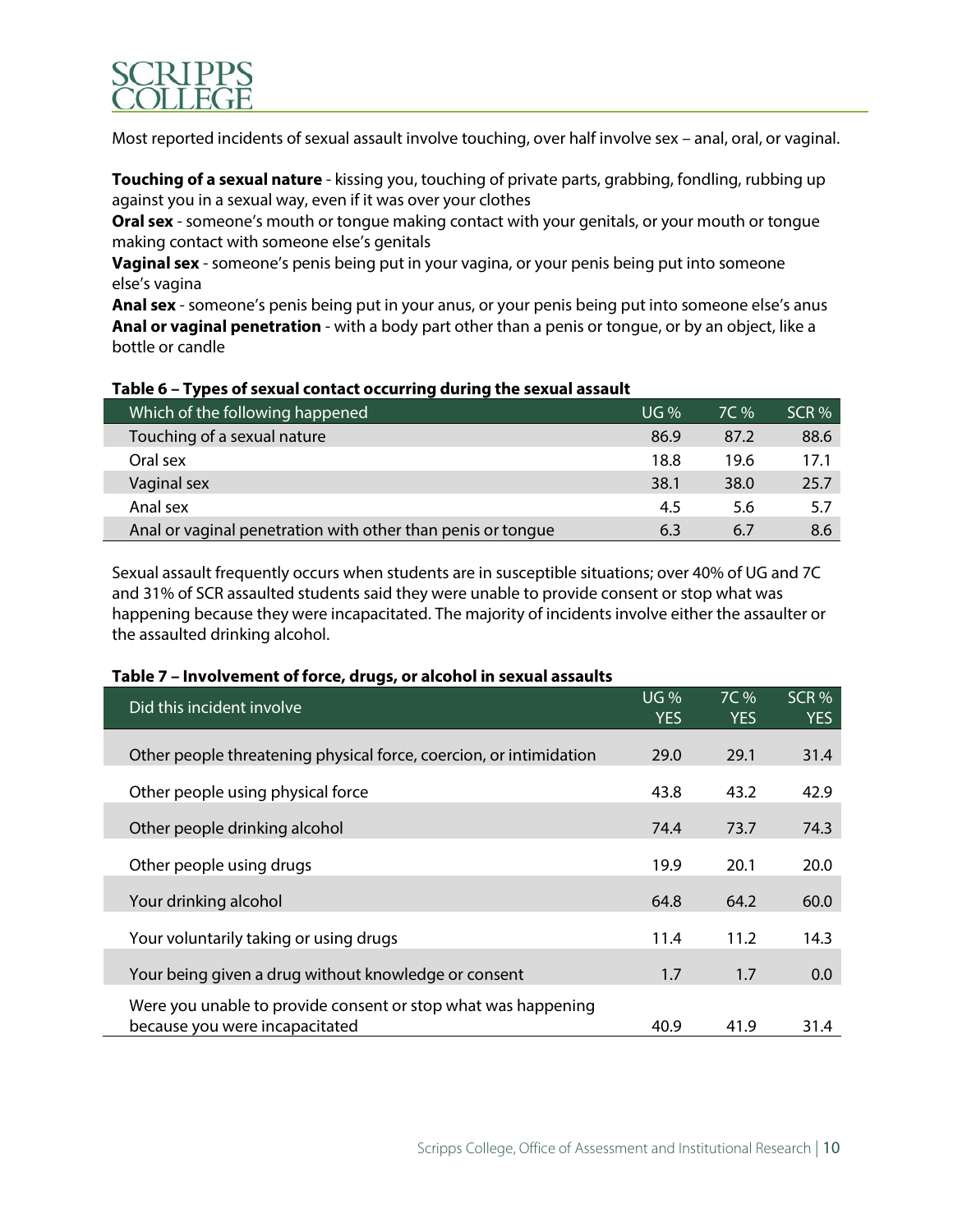Most reported incidents of sexual assault involve touching, over half involve sex – anal, oral, or vaginal.

**Touching of a sexual nature** - kissing you, touching of private parts, grabbing, fondling, rubbing up against you in a sexual way, even if it was over your clothes
**Oral sex** - someone's mouth or tongue making contact with your genitals, or your mouth or tongue making contact with someone else's genitals
**Vaginal sex** - someone's penis being put in your vagina, or your penis being put into someone else's vagina
**Anal sex** - someone's penis being put in your anus, or your penis being put into someone else's anus
**Anal or vaginal penetration** - with a body part other than a penis or tongue, or by an object, like a bottle or candle

**Table 6 – Types of sexual contact occurring during the sexual assault**

| Which of the following happened | UG % | 7C % | SCR % |
|---|---|---|---|
| Touching of a sexual nature | 86.9 | 87.2 | 88.6 |
| Oral sex | 18.8 | 19.6 | 17.1 |
| Vaginal sex | 38.1 | 38.0 | 25.7 |
| Anal sex | 4.5 | 5.6 | 5.7 |
| Anal or vaginal penetration with other than penis or tongue | 6.3 | 6.7 | 8.6 |

Sexual assault frequently occurs when students are in susceptible situations; over 40% of UG and 7C and 31% of SCR assaulted students said they were unable to provide consent or stop what was happening because they were incapacitated. The majority of incidents involve either the assaulter or the assaulted drinking alcohol.

**Table 7 – Involvement of force, drugs, or alcohol in sexual assaults**

| Did this incident involve | UG % YES | 7C % YES | SCR % YES |
|---|---|---|---|
| Other people threatening physical force, coercion, or intimidation | 29.0 | 29.1 | 31.4 |
| Other people using physical force | 43.8 | 43.2 | 42.9 |
| Other people drinking alcohol | 74.4 | 73.7 | 74.3 |
| Other people using drugs | 19.9 | 20.1 | 20.0 |
| Your drinking alcohol | 64.8 | 64.2 | 60.0 |
| Your voluntarily taking or using drugs | 11.4 | 11.2 | 14.3 |
| Your being given a drug without knowledge or consent | 1.7 | 1.7 | 0.0 |
| Were you unable to provide consent or stop what was happening because you were incapacitated | 40.9 | 41.9 | 31.4 |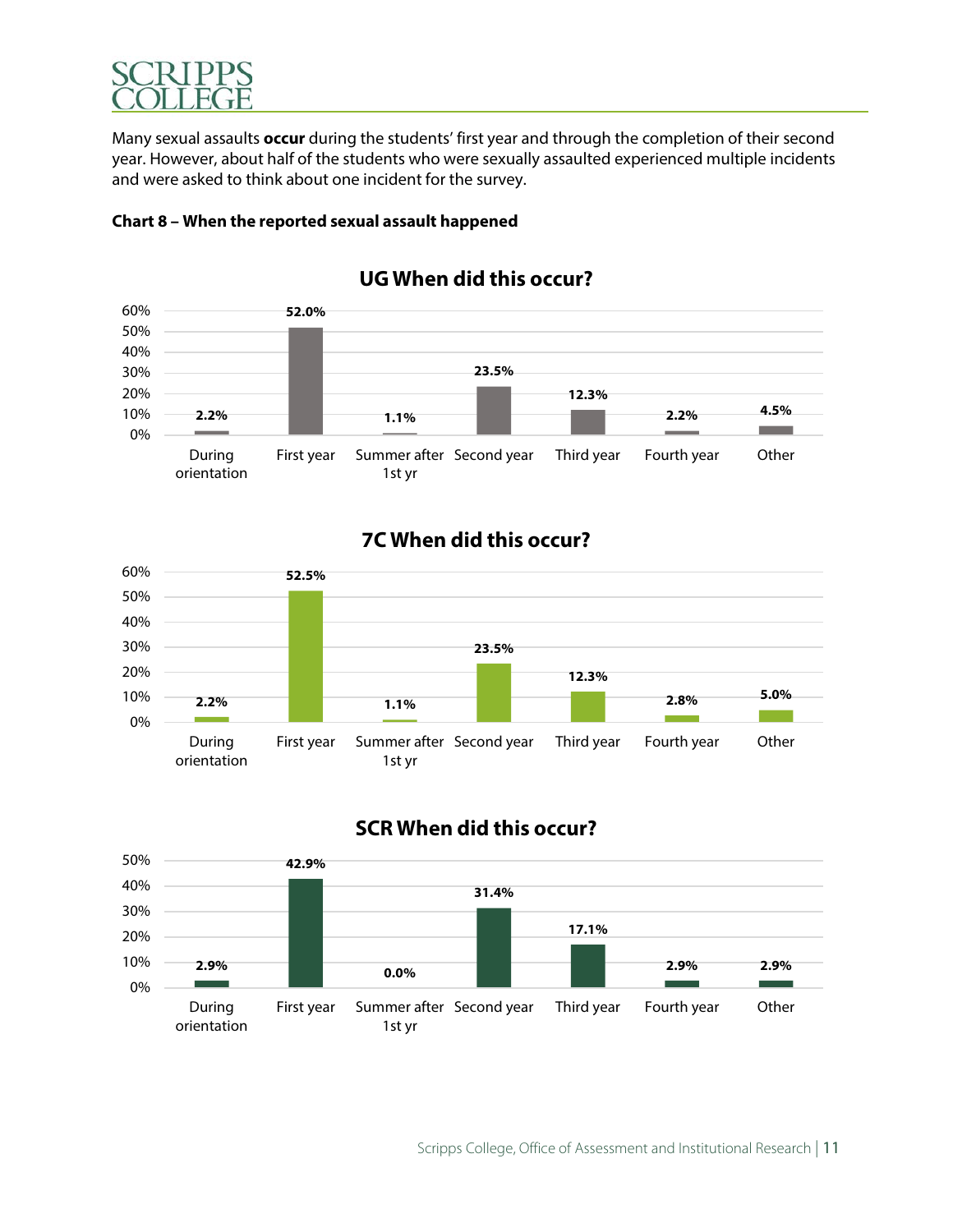Many sexual assaults **occur** during the students' first year and through the completion of their second year. However, about half of the students who were sexually assaulted experienced multiple incidents and were asked to think about one incident for the survey.

**Chart 8 – When the reported sexual assault happened**

**UG When did this occur?**

| During orientation | First year | Summer after 1st yr | Second year | Third year | Fourth year | Other |
|---|---|---|---|---|---|---|
| 2.2% | 52.0% | 1.1% | 23.5% | 12.3% | 2.2% | 4.5% |

**7C When did this occur?**

| During orientation | First year | Summer after 1st yr | Second year | Third year | Fourth year | Other |
|---|---|---|---|---|---|---|
| 2.2% | 52.5% | 1.1% | 23.5% | 12.3% | 2.8% | 5.0% |

**SCR When did this occur?**

| During orientation | First year | Summer after 1st yr | Second year | Third year | Fourth year | Other |
|---|---|---|---|---|---|---|
| 2.9% | 42.9% | 0.0% | 31.4% | 17.1% | 2.9% | 2.9% |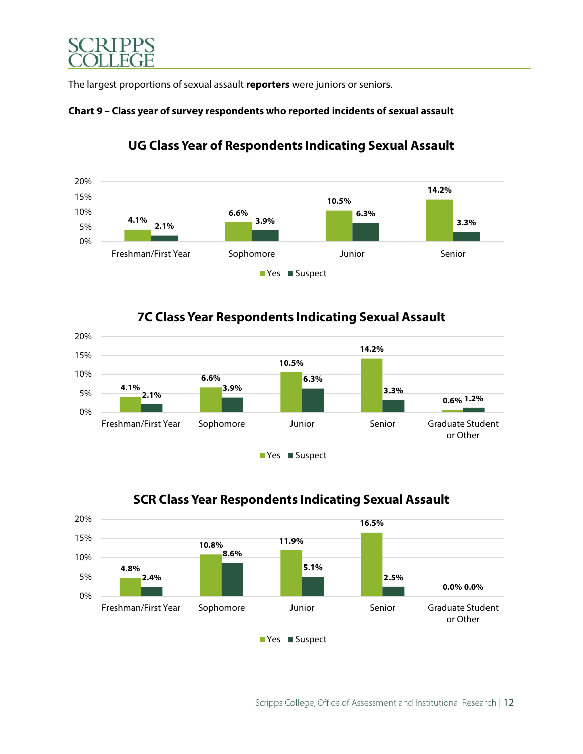The largest proportions of sexual assault **reporters** were juniors or seniors.

**Chart 9 – Class year of survey respondents who reported incidents of sexual assault**

**UG Class Year of Respondents Indicating Sexual Assault**

| Class Year | Yes | Suspect |
|---|---|---|
| Freshman/First Year | 4.1% | 2.1% |
| Sophomore | 6.6% | 3.9% |
| Junior | 10.5% | 6.3% |
| Senior | 14.2% | 3.3% |

**7C Class Year Respondents Indicating Sexual Assault**

| Class Year | Yes | Suspect |
|---|---|---|
| Freshman/First Year | 4.1% | 2.1% |
| Sophomore | 6.6% | 3.9% |
| Junior | 10.5% | 6.3% |
| Senior | 14.2% | 3.3% |
| Graduate Student or Other | 0.6% | 1.2% |

**SCR Class Year Respondents Indicating Sexual Assault**

| Class Year | Yes | Suspect |
|---|---|---|
| Freshman/First Year | 4.8% | 2.4% |
| Sophomore | 10.8% | 8.6% |
| Junior | 11.9% | 5.1% |
| Senior | 16.5% | 2.5% |
| Graduate Student or Other | 0.0% | 0.0% |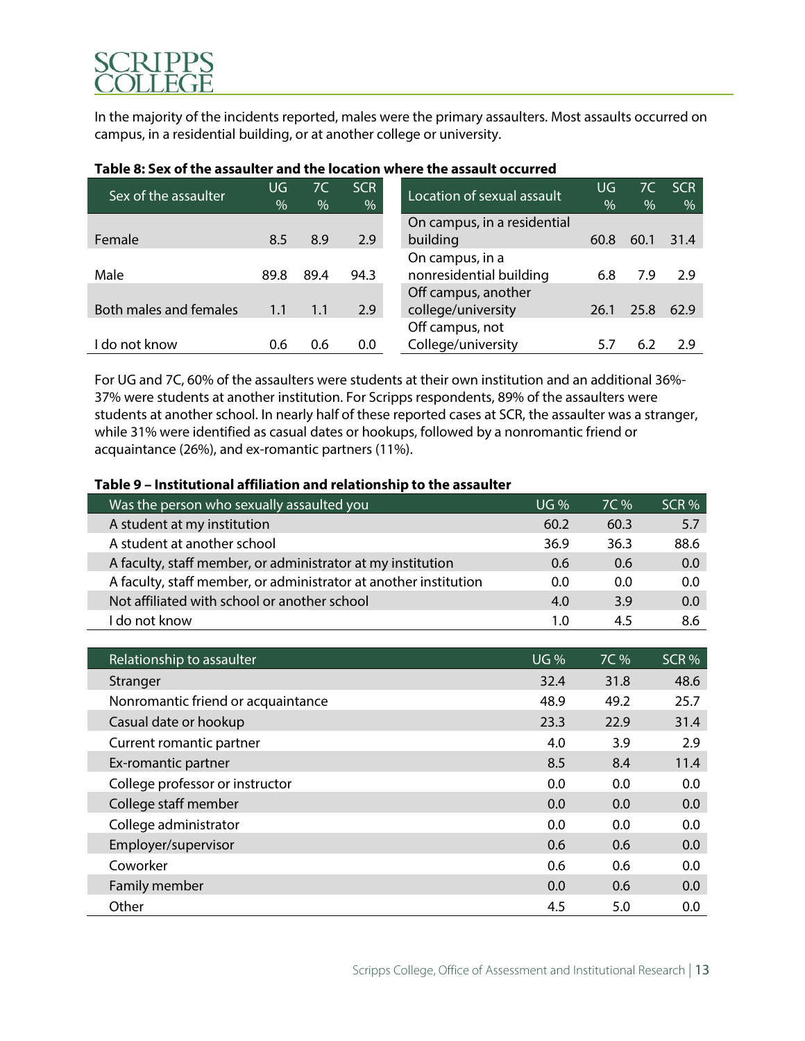In the majority of the incidents reported, males were the primary assaulters. Most assaults occurred on campus, in a residential building, or at another college or university.

**Table 8: Sex of the assaulter and the location where the assault occurred**

| Sex of the assaulter | UG % | 7C % | SCR % |
|---|---|---|---|
| Female | 8.5 | 8.9 | 2.9 |
| Male | 89.8 | 89.4 | 94.3 |
| Both males and females | 1.1 | 1.1 | 2.9 |
| I do not know | 0.6 | 0.6 | 0.0 |

| Location of sexual assault | UG % | 7C % | SCR % |
|---|---|---|---|
| On campus, in a residential building | 60.8 | 60.1 | 31.4 |
| On campus, in a nonresidential building | 6.8 | 7.9 | 2.9 |
| Off campus, another college/university | 26.1 | 25.8 | 62.9 |
| Off campus, not College/university | 5.7 | 6.2 | 2.9 |

For UG and 7C, 60% of the assaulters were students at their own institution and an additional 36%-37% were students at another institution. For Scripps respondents, 89% of the assaulters were students at another school. In nearly half of these reported cases at SCR, the assaulter was a stranger, while 31% were identified as casual dates or hookups, followed by a nonromantic friend or acquaintance (26%), and ex-romantic partners (11%).

**Table 9 – Institutional affiliation and relationship to the assaulter**

| Was the person who sexually assaulted you | UG % | 7C % | SCR % |
|---|---|---|---|
| A student at my institution | 60.2 | 60.3 | 5.7 |
| A student at another school | 36.9 | 36.3 | 88.6 |
| A faculty, staff member, or administrator at my institution | 0.6 | 0.6 | 0.0 |
| A faculty, staff member, or administrator at another institution | 0.0 | 0.0 | 0.0 |
| Not affiliated with school or another school | 4.0 | 3.9 | 0.0 |
| I do not know | 1.0 | 4.5 | 8.6 |

| Relationship to assaulter | UG % | 7C % | SCR % |
|---|---|---|---|
| Stranger | 32.4 | 31.8 | 48.6 |
| Nonromantic friend or acquaintance | 48.9 | 49.2 | 25.7 |
| Casual date or hookup | 23.3 | 22.9 | 31.4 |
| Current romantic partner | 4.0 | 3.9 | 2.9 |
| Ex-romantic partner | 8.5 | 8.4 | 11.4 |
| College professor or instructor | 0.0 | 0.0 | 0.0 |
| College staff member | 0.0 | 0.0 | 0.0 |
| College administrator | 0.0 | 0.0 | 0.0 |
| Employer/supervisor | 0.6 | 0.6 | 0.0 |
| Coworker | 0.6 | 0.6 | 0.0 |
| Family member | 0.0 | 0.6 | 0.0 |
| Other | 4.5 | 5.0 | 0.0 |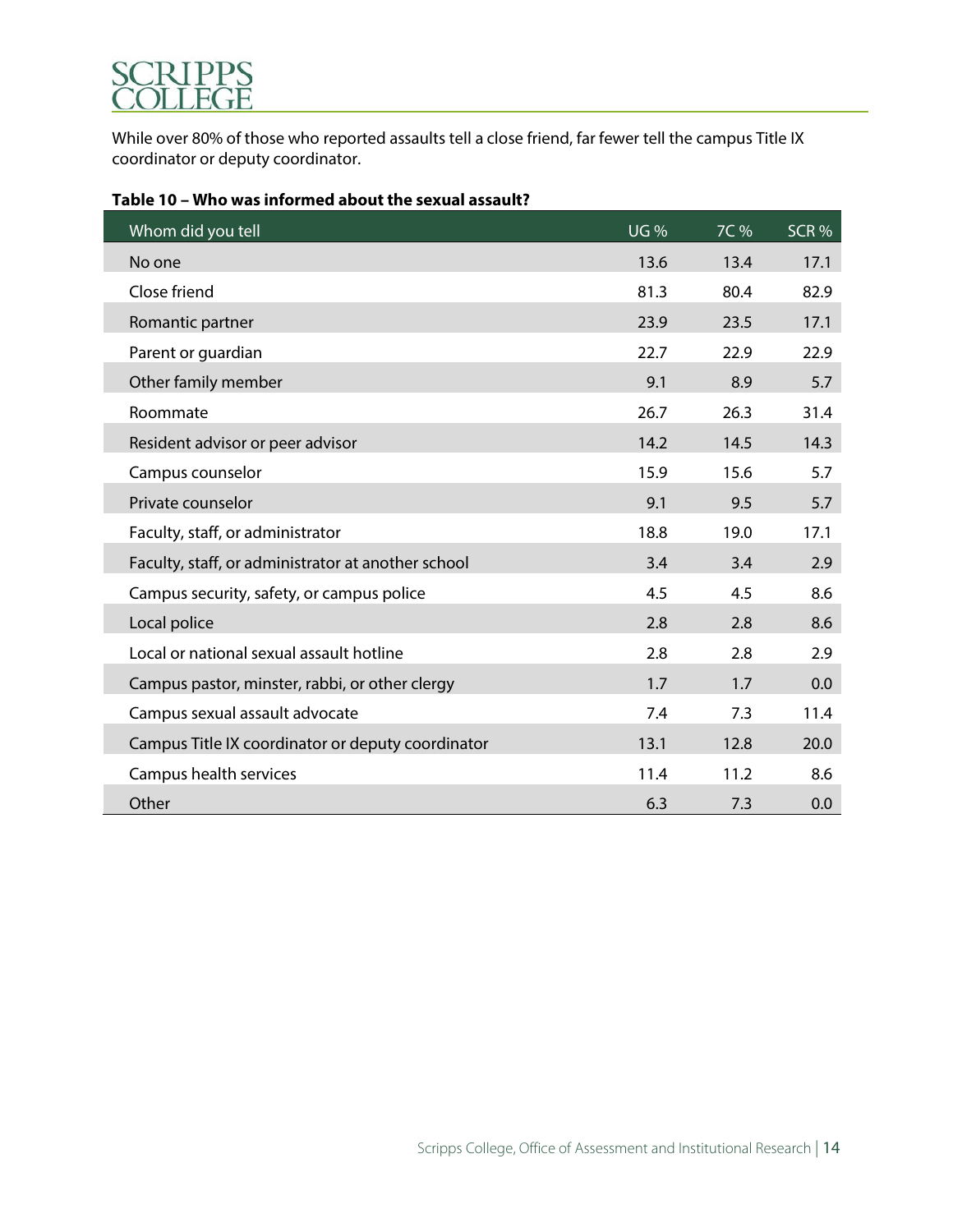While over 80% of those who reported assaults tell a close friend, far fewer tell the campus Title IX coordinator or deputy coordinator.

**Table 10 – Who was informed about the sexual assault?**

| Whom did you tell | UG % | 7C % | SCR % |
|---|---|---|---|
| No one | 13.6 | 13.4 | 17.1 |
| Close friend | 81.3 | 80.4 | 82.9 |
| Romantic partner | 23.9 | 23.5 | 17.1 |
| Parent or guardian | 22.7 | 22.9 | 22.9 |
| Other family member | 9.1 | 8.9 | 5.7 |
| Roommate | 26.7 | 26.3 | 31.4 |
| Resident advisor or peer advisor | 14.2 | 14.5 | 14.3 |
| Campus counselor | 15.9 | 15.6 | 5.7 |
| Private counselor | 9.1 | 9.5 | 5.7 |
| Faculty, staff, or administrator | 18.8 | 19.0 | 17.1 |
| Faculty, staff, or administrator at another school | 3.4 | 3.4 | 2.9 |
| Campus security, safety, or campus police | 4.5 | 4.5 | 8.6 |
| Local police | 2.8 | 2.8 | 8.6 |
| Local or national sexual assault hotline | 2.8 | 2.8 | 2.9 |
| Campus pastor, minster, rabbi, or other clergy | 1.7 | 1.7 | 0.0 |
| Campus sexual assault advocate | 7.4 | 7.3 | 11.4 |
| Campus Title IX coordinator or deputy coordinator | 13.1 | 12.8 | 20.0 |
| Campus health services | 11.4 | 11.2 | 8.6 |
| Other | 6.3 | 7.3 | 0.0 |